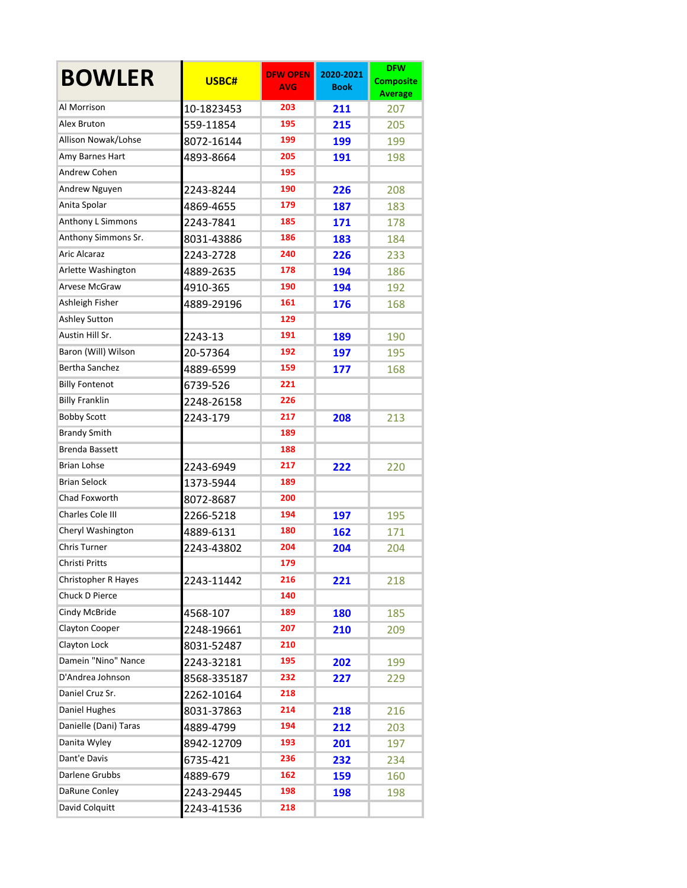| BOWLER | USBC# | DFW OPEN AVG | 2020-2021 Book | DFW Composite Average |
|---|---|---|---|---|
| Al Morrison | 10-1823453 | 203 | 211 | 207 |
| Alex Bruton | 559-11854 | 195 | 215 | 205 |
| Allison Nowak/Lohse | 8072-16144 | 199 | 199 | 199 |
| Amy Barnes Hart | 4893-8664 | 205 | 191 | 198 |
| Andrew Cohen | | 195 | | |
| Andrew Nguyen | 2243-8244 | 190 | 226 | 208 |
| Anita Spolar | 4869-4655 | 179 | 187 | 183 |
| Anthony L Simmons | 2243-7841 | 185 | 171 | 178 |
| Anthony Simmons Sr. | 8031-43886 | 186 | 183 | 184 |
| Aric Alcaraz | 2243-2728 | 240 | 226 | 233 |
| Arlette Washington | 4889-2635 | 178 | 194 | 186 |
| Arvese McGraw | 4910-365 | 190 | 194 | 192 |
| Ashleigh Fisher | 4889-29196 | 161 | 176 | 168 |
| Ashley Sutton | | 129 | | |
| Austin Hill Sr. | 2243-13 | 191 | 189 | 190 |
| Baron (Will) Wilson | 20-57364 | 192 | 197 | 195 |
| Bertha Sanchez | 4889-6599 | 159 | 177 | 168 |
| Billy Fontenot | 6739-526 | 221 | | |
| Billy Franklin | 2248-26158 | 226 | | |
| Bobby Scott | 2243-179 | 217 | 208 | 213 |
| Brandy Smith | | 189 | | |
| Brenda Bassett | | 188 | | |
| Brian Lohse | 2243-6949 | 217 | 222 | 220 |
| Brian Selock | 1373-5944 | 189 | | |
| Chad Foxworth | 8072-8687 | 200 | | |
| Charles Cole III | 2266-5218 | 194 | 197 | 195 |
| Cheryl Washington | 4889-6131 | 180 | 162 | 171 |
| Chris Turner | 2243-43802 | 204 | 204 | 204 |
| Christi Pritts | | 179 | | |
| Christopher R Hayes | 2243-11442 | 216 | 221 | 218 |
| Chuck D Pierce | | 140 | | |
| Cindy McBride | 4568-107 | 189 | 180 | 185 |
| Clayton Cooper | 2248-19661 | 207 | 210 | 209 |
| Clayton Lock | 8031-52487 | 210 | | |
| Damein "Nino" Nance | 2243-32181 | 195 | 202 | 199 |
| D'Andrea Johnson | 8568-335187 | 232 | 227 | 229 |
| Daniel Cruz Sr. | 2262-10164 | 218 | | |
| Daniel Hughes | 8031-37863 | 214 | 218 | 216 |
| Danielle (Dani) Taras | 4889-4799 | 194 | 212 | 203 |
| Danita Wyley | 8942-12709 | 193 | 201 | 197 |
| Dant'e Davis | 6735-421 | 236 | 232 | 234 |
| Darlene Grubbs | 4889-679 | 162 | 159 | 160 |
| DaRune Conley | 2243-29445 | 198 | 198 | 198 |
| David Colquitt | 2243-41536 | 218 | | |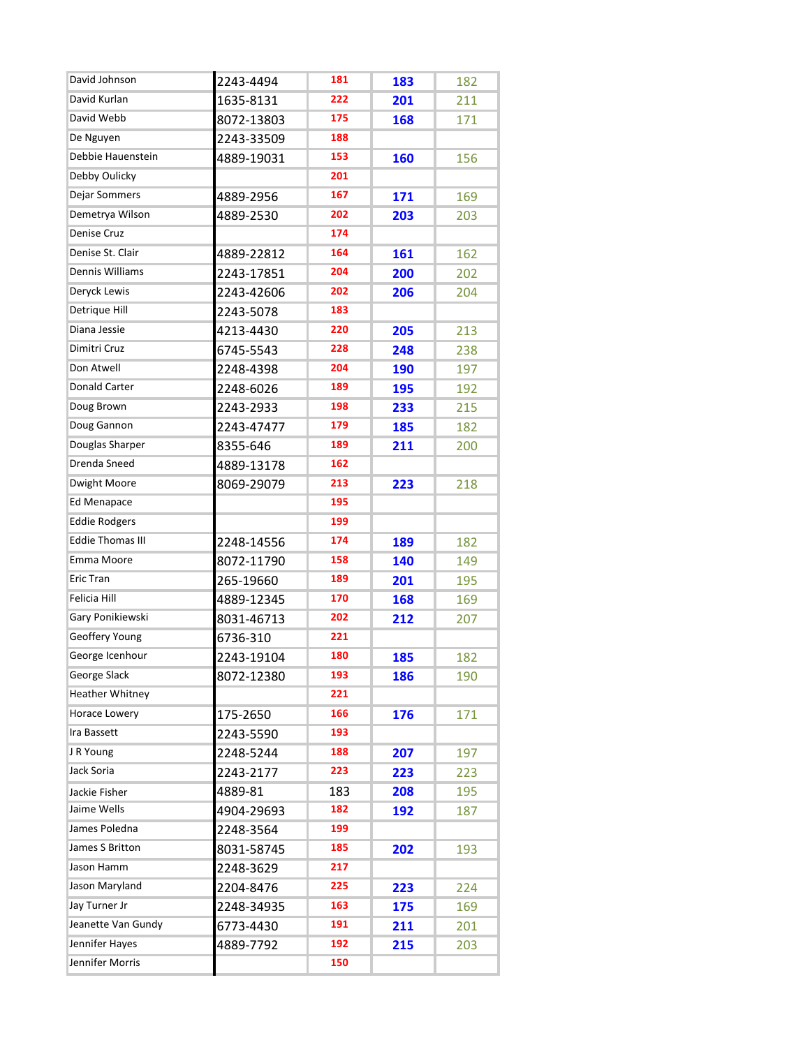| | | | | |
|---|---|---|---|---|
| David Johnson | 2243-4494 | 181 | 183 | 182 |
| David Kurlan | 1635-8131 | 222 | 201 | 211 |
| David Webb | 8072-13803 | 175 | 168 | 171 |
| De Nguyen | 2243-33509 | 188 | | |
| Debbie Hauenstein | 4889-19031 | 153 | 160 | 156 |
| Debby Oulicky | | 201 | | |
| Dejar Sommers | 4889-2956 | 167 | 171 | 169 |
| Demetrya Wilson | 4889-2530 | 202 | 203 | 203 |
| Denise Cruz | | 174 | | |
| Denise St. Clair | 4889-22812 | 164 | 161 | 162 |
| Dennis Williams | 2243-17851 | 204 | 200 | 202 |
| Deryck Lewis | 2243-42606 | 202 | 206 | 204 |
| Detrique Hill | 2243-5078 | 183 | | |
| Diana Jessie | 4213-4430 | 220 | 205 | 213 |
| Dimitri Cruz | 6745-5543 | 228 | 248 | 238 |
| Don Atwell | 2248-4398 | 204 | 190 | 197 |
| Donald Carter | 2248-6026 | 189 | 195 | 192 |
| Doug Brown | 2243-2933 | 198 | 233 | 215 |
| Doug Gannon | 2243-47477 | 179 | 185 | 182 |
| Douglas Sharper | 8355-646 | 189 | 211 | 200 |
| Drenda Sneed | 4889-13178 | 162 | | |
| Dwight Moore | 8069-29079 | 213 | 223 | 218 |
| Ed Menapace | | 195 | | |
| Eddie Rodgers | | 199 | | |
| Eddie Thomas III | 2248-14556 | 174 | 189 | 182 |
| Emma Moore | 8072-11790 | 158 | 140 | 149 |
| Eric Tran | 265-19660 | 189 | 201 | 195 |
| Felicia Hill | 4889-12345 | 170 | 168 | 169 |
| Gary Ponikiewski | 8031-46713 | 202 | 212 | 207 |
| Geoffery Young | 6736-310 | 221 | | |
| George Icenhour | 2243-19104 | 180 | 185 | 182 |
| George Slack | 8072-12380 | 193 | 186 | 190 |
| Heather Whitney | | 221 | | |
| Horace Lowery | 175-2650 | 166 | 176 | 171 |
| Ira Bassett | 2243-5590 | 193 | | |
| J R Young | 2248-5244 | 188 | 207 | 197 |
| Jack Soria | 2243-2177 | 223 | 223 | 223 |
| Jackie Fisher | 4889-81 | 183 | 208 | 195 |
| Jaime Wells | 4904-29693 | 182 | 192 | 187 |
| James Poledna | 2248-3564 | 199 | | |
| James S Britton | 8031-58745 | 185 | 202 | 193 |
| Jason Hamm | 2248-3629 | 217 | | |
| Jason Maryland | 2204-8476 | 225 | 223 | 224 |
| Jay Turner Jr | 2248-34935 | 163 | 175 | 169 |
| Jeanette Van Gundy | 6773-4430 | 191 | 211 | 201 |
| Jennifer Hayes | 4889-7792 | 192 | 215 | 203 |
| Jennifer Morris | | 150 | | |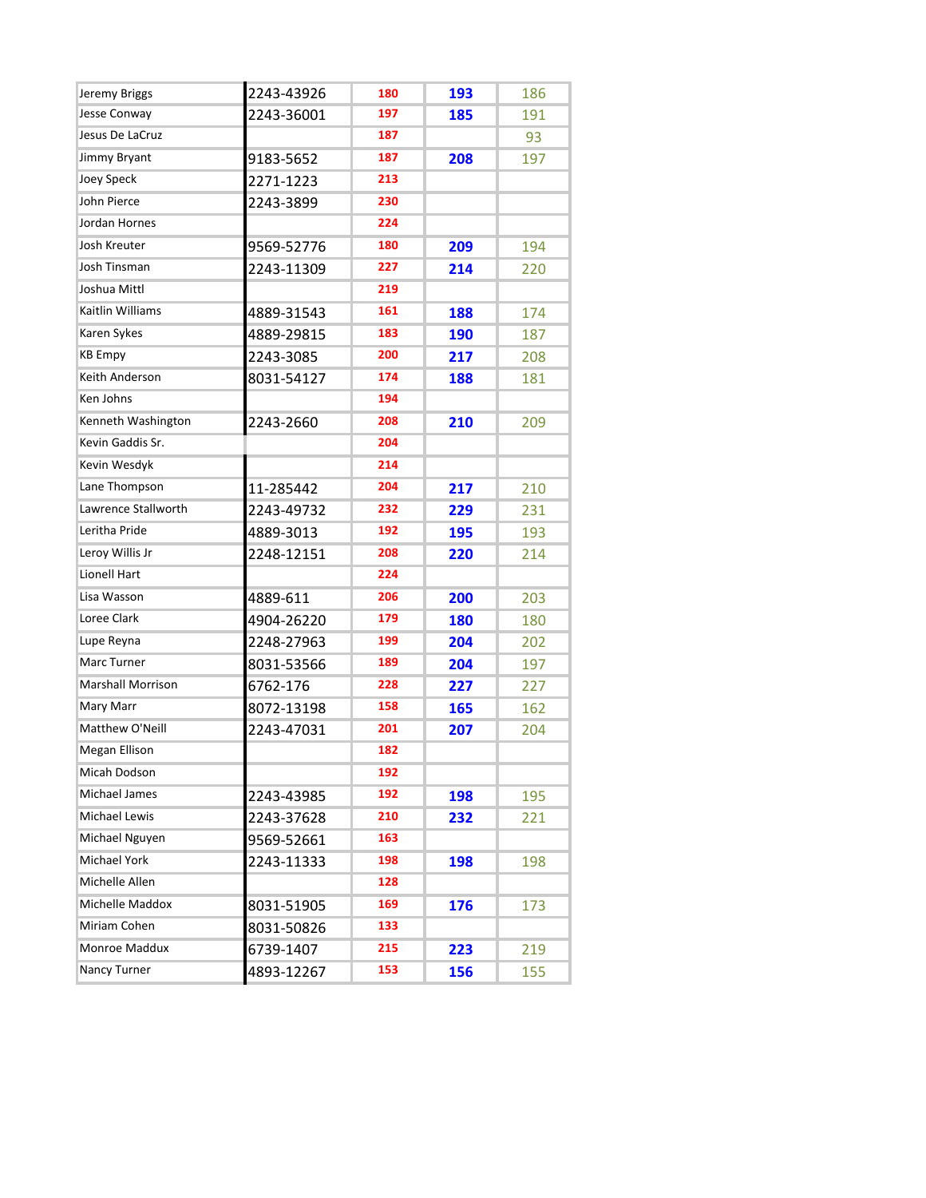| | | | | |
|---|---|---|---|---|
| Jeremy Briggs | 2243-43926 | 180 | 193 | 186 |
| Jesse Conway | 2243-36001 | 197 | 185 | 191 |
| Jesus De LaCruz | | 187 | | 93 |
| Jimmy Bryant | 9183-5652 | 187 | 208 | 197 |
| Joey Speck | 2271-1223 | 213 | | |
| John Pierce | 2243-3899 | 230 | | |
| Jordan Hornes | | 224 | | |
| Josh Kreuter | 9569-52776 | 180 | 209 | 194 |
| Josh Tinsman | 2243-11309 | 227 | 214 | 220 |
| Joshua Mittl | | 219 | | |
| Kaitlin Williams | 4889-31543 | 161 | 188 | 174 |
| Karen Sykes | 4889-29815 | 183 | 190 | 187 |
| KB Empy | 2243-3085 | 200 | 217 | 208 |
| Keith Anderson | 8031-54127 | 174 | 188 | 181 |
| Ken Johns | | 194 | | |
| Kenneth Washington | 2243-2660 | 208 | 210 | 209 |
| Kevin Gaddis Sr. | | 204 | | |
| Kevin Wesdyk | | 214 | | |
| Lane Thompson | 11-285442 | 204 | 217 | 210 |
| Lawrence Stallworth | 2243-49732 | 232 | 229 | 231 |
| Leritha Pride | 4889-3013 | 192 | 195 | 193 |
| Leroy Willis Jr | 2248-12151 | 208 | 220 | 214 |
| Lionell Hart | | 224 | | |
| Lisa Wasson | 4889-611 | 206 | 200 | 203 |
| Loree Clark | 4904-26220 | 179 | 180 | 180 |
| Lupe Reyna | 2248-27963 | 199 | 204 | 202 |
| Marc Turner | 8031-53566 | 189 | 204 | 197 |
| Marshall Morrison | 6762-176 | 228 | 227 | 227 |
| Mary Marr | 8072-13198 | 158 | 165 | 162 |
| Matthew O'Neill | 2243-47031 | 201 | 207 | 204 |
| Megan Ellison | | 182 | | |
| Micah Dodson | | 192 | | |
| Michael James | 2243-43985 | 192 | 198 | 195 |
| Michael Lewis | 2243-37628 | 210 | 232 | 221 |
| Michael Nguyen | 9569-52661 | 163 | | |
| Michael York | 2243-11333 | 198 | 198 | 198 |
| Michelle Allen | | 128 | | |
| Michelle Maddox | 8031-51905 | 169 | 176 | 173 |
| Miriam Cohen | 8031-50826 | 133 | | |
| Monroe Maddux | 6739-1407 | 215 | 223 | 219 |
| Nancy Turner | 4893-12267 | 153 | 156 | 155 |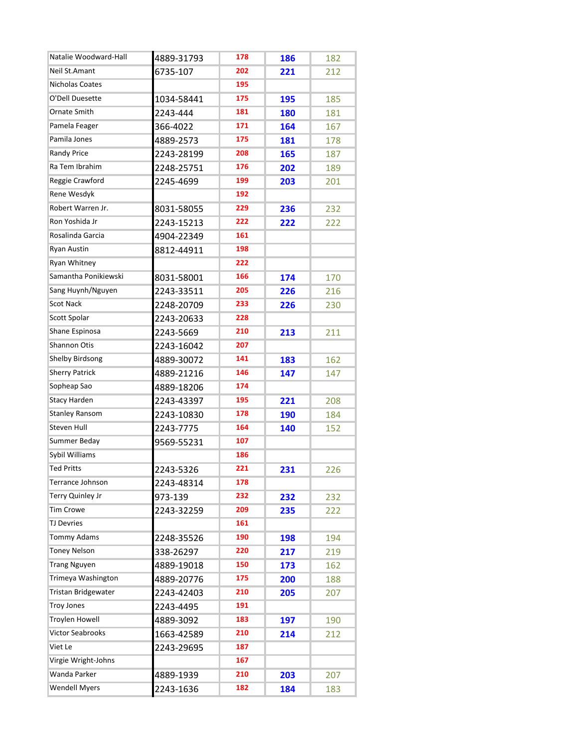| | | | | |
|---|---|---|---|---|
| Natalie Woodward-Hall | 4889-31793 | 178 | 186 | 182 |
| Neil St.Amant | 6735-107 | 202 | 221 | 212 |
| Nicholas Coates | | 195 | | |
| O'Dell Duesette | 1034-58441 | 175 | 195 | 185 |
| Ornate Smith | 2243-444 | 181 | 180 | 181 |
| Pamela Feager | 366-4022 | 171 | 164 | 167 |
| Pamila Jones | 4889-2573 | 175 | 181 | 178 |
| Randy Price | 2243-28199 | 208 | 165 | 187 |
| Ra Tem Ibrahim | 2248-25751 | 176 | 202 | 189 |
| Reggie Crawford | 2245-4699 | 199 | 203 | 201 |
| Rene Wesdyk | | 192 | | |
| Robert Warren Jr. | 8031-58055 | 229 | 236 | 232 |
| Ron Yoshida Jr | 2243-15213 | 222 | 222 | 222 |
| Rosalinda Garcia | 4904-22349 | 161 | | |
| Ryan Austin | 8812-44911 | 198 | | |
| Ryan Whitney | | 222 | | |
| Samantha Ponikiewski | 8031-58001 | 166 | 174 | 170 |
| Sang Huynh/Nguyen | 2243-33511 | 205 | 226 | 216 |
| Scot Nack | 2248-20709 | 233 | 226 | 230 |
| Scott Spolar | 2243-20633 | 228 | | |
| Shane Espinosa | 2243-5669 | 210 | 213 | 211 |
| Shannon Otis | 2243-16042 | 207 | | |
| Shelby Birdsong | 4889-30072 | 141 | 183 | 162 |
| Sherry Patrick | 4889-21216 | 146 | 147 | 147 |
| Sopheap Sao | 4889-18206 | 174 | | |
| Stacy Harden | 2243-43397 | 195 | 221 | 208 |
| Stanley Ransom | 2243-10830 | 178 | 190 | 184 |
| Steven Hull | 2243-7775 | 164 | 140 | 152 |
| Summer Beday | 9569-55231 | 107 | | |
| Sybil Williams | | 186 | | |
| Ted Pritts | 2243-5326 | 221 | 231 | 226 |
| Terrance Johnson | 2243-48314 | 178 | | |
| Terry Quinley Jr | 973-139 | 232 | 232 | 232 |
| Tim Crowe | 2243-32259 | 209 | 235 | 222 |
| TJ Devries | | 161 | | |
| Tommy Adams | 2248-35526 | 190 | 198 | 194 |
| Toney Nelson | 338-26297 | 220 | 217 | 219 |
| Trang Nguyen | 4889-19018 | 150 | 173 | 162 |
| Trimeya Washington | 4889-20776 | 175 | 200 | 188 |
| Tristan Bridgewater | 2243-42403 | 210 | 205 | 207 |
| Troy Jones | 2243-4495 | 191 | | |
| Troylen Howell | 4889-3092 | 183 | 197 | 190 |
| Victor Seabrooks | 1663-42589 | 210 | 214 | 212 |
| Viet Le | 2243-29695 | 187 | | |
| Virgie Wright-Johns | | 167 | | |
| Wanda Parker | 4889-1939 | 210 | 203 | 207 |
| Wendell Myers | 2243-1636 | 182 | 184 | 183 |